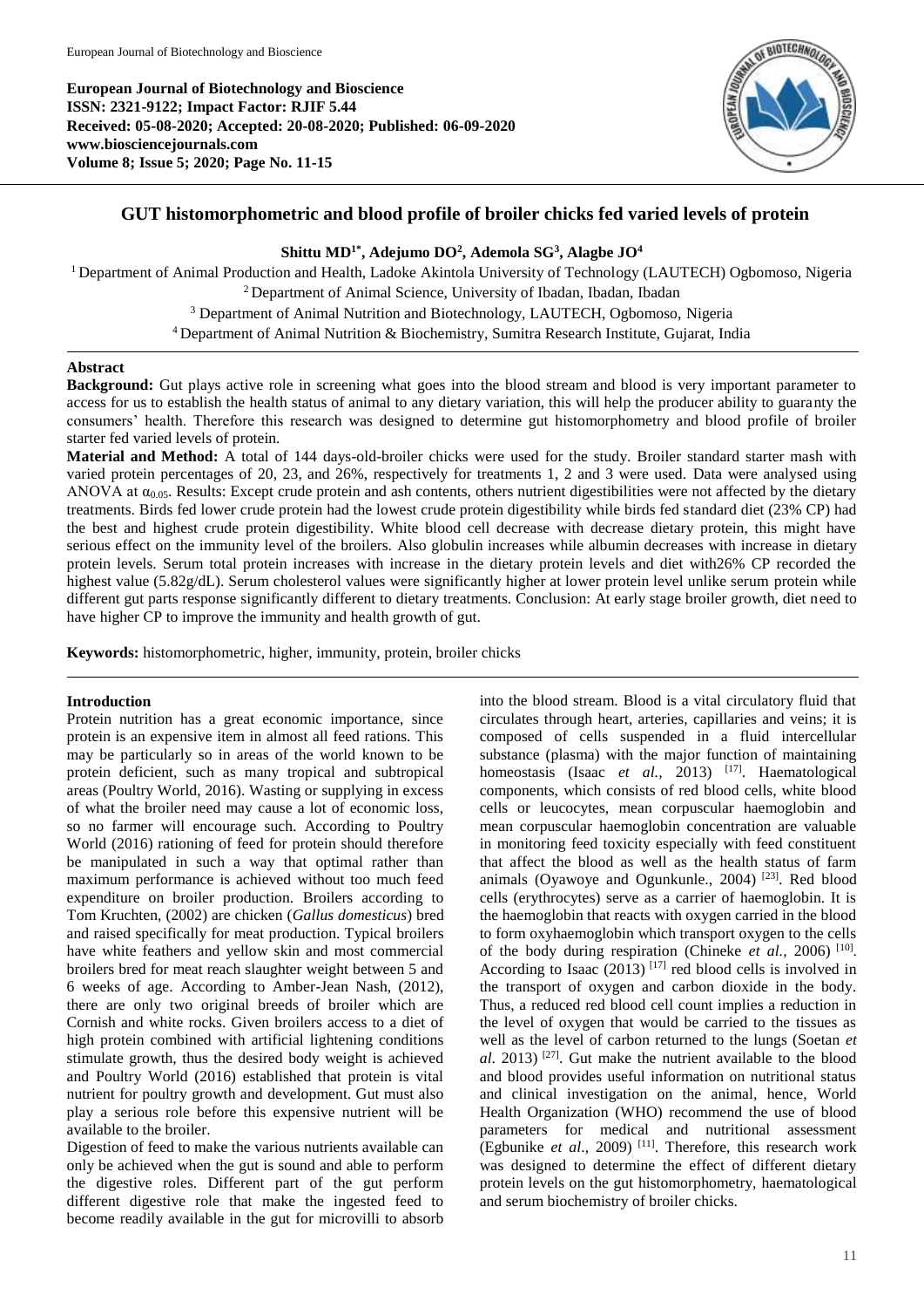**European Journal of Biotechnology and Bioscience**
**ISSN: 2321-9122; Impact Factor: RJIF 5.44**
**Received: 05-08-2020; Accepted: 20-08-2020; Published: 06-09-2020**
**www.biosciencejournals.com**
**Volume 8; Issue 5; 2020; Page No. 11-15**

# GUT histomorphometric and blood profile of broiler chicks fed varied levels of protein

**Shittu MD[1*], Adejumo DO[2], Ademola SG[3], Alagbe JO[4]**

[1] Department of Animal Production and Health, Ladoke Akintola University of Technology (LAUTECH) Ogbomoso, Nigeria
[2] Department of Animal Science, University of Ibadan, Ibadan, Ibadan
[3] Department of Animal Nutrition and Biotechnology, LAUTECH, Ogbomoso, Nigeria
[4] Department of Animal Nutrition & Biochemistry, Sumitra Research Institute, Gujarat, India

## Abstract

**Background:** Gut plays active role in screening what goes into the blood stream and blood is very important parameter to access for us to establish the health status of animal to any dietary variation, this will help the producer ability to guaranty the consumers' health. Therefore this research was designed to determine gut histomorphometry and blood profile of broiler starter fed varied levels of protein.

**Material and Method:** A total of 144 days-old-broiler chicks were used for the study. Broiler standard starter mash with varied protein percentages of 20, 23, and 26%, respectively for treatments 1, 2 and 3 were used. Data were analysed using ANOVA at $\alpha_{0.05}$. Results: Except crude protein and ash contents, others nutrient digestibilities were not affected by the dietary treatments. Birds fed lower crude protein had the lowest crude protein digestibility while birds fed standard diet (23% CP) had the best and highest crude protein digestibility. White blood cell decrease with decrease dietary protein, this might have serious effect on the immunity level of the broilers. Also globulin increases while albumin decreases with increase in dietary protein levels. Serum total protein increases with increase in the dietary protein levels and diet with26% CP recorded the highest value (5.82g/dL). Serum cholesterol values were significantly higher at lower protein level unlike serum protein while different gut parts response significantly different to dietary treatments. Conclusion: At early stage broiler growth, diet need to have higher CP to improve the immunity and health growth of gut.

**Keywords:** histomorphometric, higher, immunity, protein, broiler chicks

## Introduction

Protein nutrition has a great economic importance, since protein is an expensive item in almost all feed rations. This may be particularly so in areas of the world known to be protein deficient, such as many tropical and subtropical areas (Poultry World, 2016). Wasting or supplying in excess of what the broiler need may cause a lot of economic loss, so no farmer will encourage such. According to Poultry World (2016) rationing of feed for protein should therefore be manipulated in such a way that optimal rather than maximum performance is achieved without too much feed expenditure on broiler production. Broilers according to Tom Kruchten, (2002) are chicken (*Gallus domesticus*) bred and raised specifically for meat production. Typical broilers have white feathers and yellow skin and most commercial broilers bred for meat reach slaughter weight between 5 and 6 weeks of age. According to Amber-Jean Nash, (2012), there are only two original breeds of broiler which are Cornish and white rocks. Given broilers access to a diet of high protein combined with artificial lightening conditions stimulate growth, thus the desired body weight is achieved and Poultry World (2016) established that protein is vital nutrient for poultry growth and development. Gut must also play a serious role before this expensive nutrient will be available to the broiler.

Digestion of feed to make the various nutrients available can only be achieved when the gut is sound and able to perform the digestive roles. Different part of the gut perform different digestive role that make the ingested feed to become readily available in the gut for microvilli to absorb into the blood stream. Blood is a vital circulatory fluid that circulates through heart, arteries, capillaries and veins; it is composed of cells suspended in a fluid intercellular substance (plasma) with the major function of maintaining homeostasis (Isaac *et al.,* 2013) [17]. Haematological components, which consists of red blood cells, white blood cells or leucocytes, mean corpuscular haemoglobin and mean corpuscular haemoglobin concentration are valuable in monitoring feed toxicity especially with feed constituent that affect the blood as well as the health status of farm animals (Oyawoye and Ogunkunle., 2004) [23]. Red blood cells (erythrocytes) serve as a carrier of haemoglobin. It is the haemoglobin that reacts with oxygen carried in the blood to form oxyhaemoglobin which transport oxygen to the cells of the body during respiration (Chineke *et al.,* 2006) [10]. According to Isaac (2013) [17] red blood cells is involved in the transport of oxygen and carbon dioxide in the body. Thus, a reduced red blood cell count implies a reduction in the level of oxygen that would be carried to the tissues as well as the level of carbon returned to the lungs (Soetan *et al.* 2013) [27]. Gut make the nutrient available to the blood and blood provides useful information on nutritional status and clinical investigation on the animal, hence, World Health Organization (WHO) recommend the use of blood parameters for medical and nutritional assessment (Egbunike *et al*., 2009) [11]. Therefore, this research work was designed to determine the effect of different dietary protein levels on the gut histomorphometry, haematological and serum biochemistry of broiler chicks.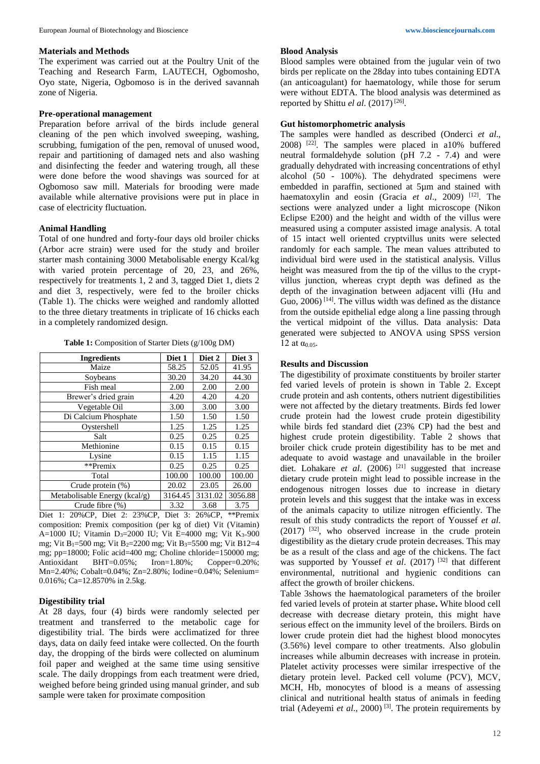## Materials and Methods

The experiment was carried out at the Poultry Unit of the Teaching and Research Farm, LAUTECH, Ogbomosho, Oyo state, Nigeria, Ogbomoso is in the derived savannah zone of Nigeria.

### Pre-operational management

Preparation before arrival of the birds include general cleaning of the pen which involved sweeping, washing, scrubbing, fumigation of the pen, removal of unused wood, repair and partitioning of damaged nets and also washing and disinfecting the feeder and watering trough, all these were done before the wood shavings was sourced for at Ogbomoso saw mill. Materials for brooding were made available while alternative provisions were put in place in case of electricity fluctuation.

### Animal Handling

Total of one hundred and forty-four days old broiler chicks (Arbor acre strain) were used for the study and broiler starter mash containing 3000 Metabolisable energy Kcal/kg with varied protein percentage of 20, 23, and 26%, respectively for treatments 1, 2 and 3, tagged Diet 1, diets 2 and diet 3, respectively, were fed to the broiler chicks (Table 1). The chicks were weighed and randomly allotted to the three dietary treatments in triplicate of 16 chicks each in a completely randomized design.

**Table 1:** Composition of Starter Diets (g/100g DM)

| Ingredients | Diet 1 | Diet 2 | Diet 3 |
|---|---|---|---|
| Maize | 58.25 | 52.05 | 41.95 |
| Soybeans | 30.20 | 34.20 | 44.30 |
| Fish meal | 2.00 | 2.00 | 2.00 |
| Brewer's dried grain | 4.20 | 4.20 | 4.20 |
| Vegetable Oil | 3.00 | 3.00 | 3.00 |
| Di Calcium Phosphate | 1.50 | 1.50 | 1.50 |
| Oystershell | 1.25 | 1.25 | 1.25 |
| Salt | 0.25 | 0.25 | 0.25 |
| Methionine | 0.15 | 0.15 | 0.15 |
| Lysine | 0.15 | 1.15 | 1.15 |
| **Premix | 0.25 | 0.25 | 0.25 |
| Total | 100.00 | 100.00 | 100.00 |
| Crude protein (%) | 20.02 | 23.05 | 26.00 |
| Metabolisable Energy (kcal/g) | 3164.45 | 3131.02 | 3056.88 |
| Crude fibre (%) | 3.32 | 3.68 | 3.75 |

Diet 1: 20%CP, Diet 2: 23%CP, Diet 3: 26%CP, **Premix composition: Premix composition (per kg of diet) Vit (Vitamin) A=1000 IU; Vitamin $D_3$=2000 IU; Vit E=4000 mg; Vit $K_3$=900 mg; Vit $B_1$=500 mg; Vit $B_2$=2200 mg; Vit $B_3$=5500 mg; Vit B12=4 mg; pp=18000; Folic acid=400 mg; Choline chloride=150000 mg; Antioxidant BHT=0.05%; Iron=1.80%; Copper=0.20%; Mn=2.40%; Cobalt=0.04%; Zn=2.80%; Iodine=0.04%; Selenium= 0.016%; Ca=12.8570% in 2.5kg.

### Digestibility trial

At 28 days, four (4) birds were randomly selected per treatment and transferred to the metabolic cage for digestibility trial. The birds were acclimatized for three days, data on daily feed intake were collected. On the fourth day, the dropping of the birds were collected on aluminum foil paper and weighed at the same time using sensitive scale. The daily droppings from each treatment were dried, weighed before being grinded using manual grinder, and sub sample were taken for proximate composition

### Blood Analysis

Blood samples were obtained from the jugular vein of two birds per replicate on the 28day into tubes containing EDTA (an anticoagulant) for haematology, while those for serum were without EDTA. The blood analysis was determined as reported by Shittu *el al*. (2017) [26].

### Gut histomorphometric analysis

The samples were handled as described (Onderci *et al*., 2008) [22]. The samples were placed in a10% buffered neutral formaldehyde solution (pH 7.2 - 7.4) and were gradually dehydrated with increasing concentrations of ethyl alcohol (50 - 100%). The dehydrated specimens were embedded in paraffin, sectioned at 5μm and stained with haematoxylin and eosin (Gracia *et al*., 2009) [12]. The sections were analyzed under a light microscope (Nikon Eclipse E200) and the height and width of the villus were measured using a computer assisted image analysis. A total of 15 intact well oriented cryptvillus units were selected randomly for each sample. The mean values attributed to individual bird were used in the statistical analysis. Villus height was measured from the tip of the villus to the crypt-villus junction, whereas crypt depth was defined as the depth of the invagination between adjacent villi (Hu and Guo, 2006) [14]. The villus width was defined as the distance from the outside epithelial edge along a line passing through the vertical midpoint of the villus. Data analysis: Data generated were subjected to ANOVA using SPSS version 12 at $\alpha_{0.05}$.

## Results and Discussion

The digestibility of proximate constituents by broiler starter fed varied levels of protein is shown in Table 2. Except crude protein and ash contents, others nutrient digestibilities were not affected by the dietary treatments. Birds fed lower crude protein had the lowest crude protein digestibility while birds fed standard diet (23% CP) had the best and highest crude protein digestibility. Table 2 shows that broiler chick crude protein digestibility has to be met and adequate to avoid wastage and unavailable in the broiler diet. Lohakare *et al*. (2006) [21] suggested that increase dietary crude protein might lead to possible increase in the endogenous nitrogen losses due to increase in dietary protein levels and this suggest that the intake was in excess of the animals capacity to utilize nitrogen efficiently. The result of this study contradicts the report of Youssef *et al*. (2017) [32], who observed increase in the crude protein digestibility as the dietary crude protein decreases. This may be as a result of the class and age of the chickens. The fact was supported by Youssef *et al*. (2017) [32] that different environmental, nutritional and hygienic conditions can affect the growth of broiler chickens.

Table 3shows the haematological parameters of the broiler fed varied levels of protein at starter phase**.** White blood cell decrease with decrease dietary protein, this might have serious effect on the immunity level of the broilers. Birds on lower crude protein diet had the highest blood monocytes (3.56%) level compare to other treatments. Also globulin increases while albumin decreases with increase in protein. Platelet activity processes were similar irrespective of the dietary protein level. Packed cell volume (PCV), MCV, MCH, Hb, monocytes of blood is a means of assessing clinical and nutritional health status of animals in feeding trial (Adeyemi *et al*., 2000) [3]. The protein requirements by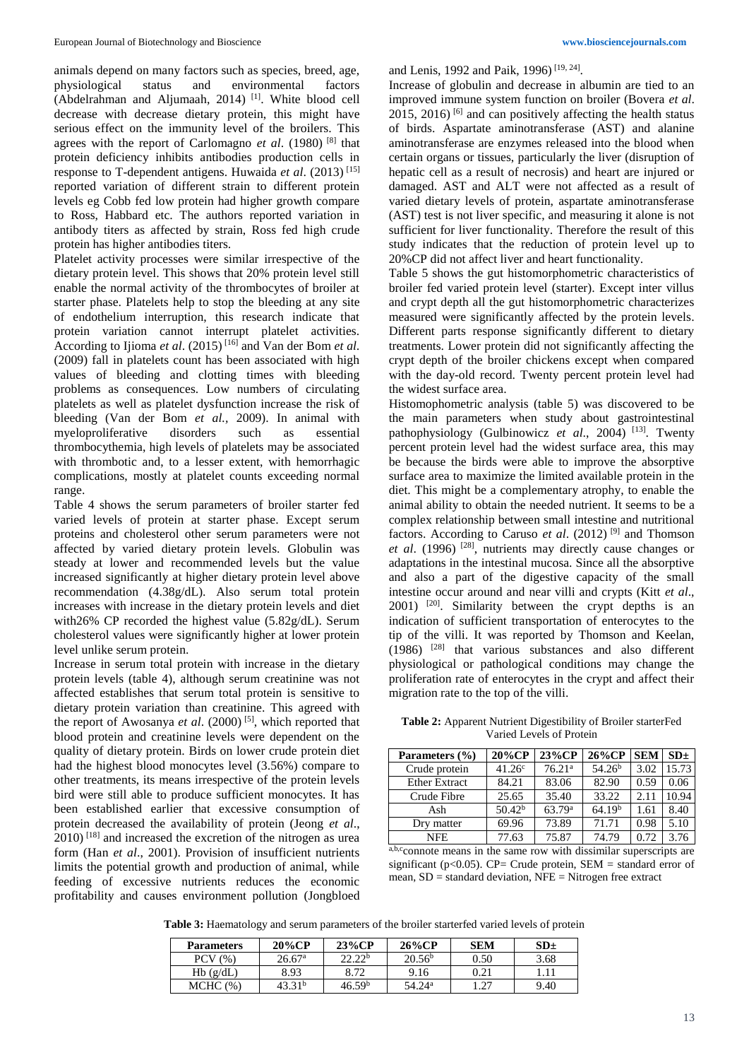animals depend on many factors such as species, breed, age, physiological status and environmental factors (Abdelrahman and Aljumaah, 2014) [1]. White blood cell decrease with decrease dietary protein, this might have serious effect on the immunity level of the broilers. This agrees with the report of Carlomagno *et al*. (1980) [8] that protein deficiency inhibits antibodies production cells in response to T-dependent antigens. Huwaida *et al*. (2013) [15] reported variation of different strain to different protein levels eg Cobb fed low protein had higher growth compare to Ross, Habbard etc. The authors reported variation in antibody titers as affected by strain, Ross fed high crude protein has higher antibodies titers.

Platelet activity processes were similar irrespective of the dietary protein level. This shows that 20% protein level still enable the normal activity of the thrombocytes of broiler at starter phase. Platelets help to stop the bleeding at any site of endothelium interruption, this research indicate that protein variation cannot interrupt platelet activities. According to Ijioma *et al*. (2015) [16] and Van der Bom *et al*. (2009) fall in platelets count has been associated with high values of bleeding and clotting times with bleeding problems as consequences. Low numbers of circulating platelets as well as platelet dysfunction increase the risk of bleeding (Van der Bom *et al.*, 2009). In animal with myeloproliferative disorders such as essential thrombocythemia, high levels of platelets may be associated with thrombotic and, to a lesser extent, with hemorrhagic complications, mostly at platelet counts exceeding normal range.

Table 4 shows the serum parameters of broiler starter fed varied levels of protein at starter phase. Except serum proteins and cholesterol other serum parameters were not affected by varied dietary protein levels. Globulin was steady at lower and recommended levels but the value increased significantly at higher dietary protein level above recommendation (4.38g/dL). Also serum total protein increases with increase in the dietary protein levels and diet with26% CP recorded the highest value (5.82g/dL). Serum cholesterol values were significantly higher at lower protein level unlike serum protein.

Increase in serum total protein with increase in the dietary protein levels (table 4), although serum creatinine was not affected establishes that serum total protein is sensitive to dietary protein variation than creatinine. This agreed with the report of Awosanya *et al*. (2000) [5], which reported that blood protein and creatinine levels were dependent on the quality of dietary protein. Birds on lower crude protein diet had the highest blood monocytes level (3.56%) compare to other treatments, its means irrespective of the protein levels bird were still able to produce sufficient monocytes. It has been established earlier that excessive consumption of protein decreased the availability of protein (Jeong *et al*., 2010) [18] and increased the excretion of the nitrogen as urea form (Han *et al*., 2001). Provision of insufficient nutrients limits the potential growth and production of animal, while feeding of excessive nutrients reduces the economic profitability and causes environment pollution (Jongbloed and Lenis, 1992 and Paik, 1996) [19, 24].

Increase of globulin and decrease in albumin are tied to an improved immune system function on broiler (Bovera *et al*. 2015, 2016) [6] and can positively affecting the health status of birds. Aspartate aminotransferase (AST) and alanine aminotransferase are enzymes released into the blood when certain organs or tissues, particularly the liver (disruption of hepatic cell as a result of necrosis) and heart are injured or damaged. AST and ALT were not affected as a result of varied dietary levels of protein, aspartate aminotransferase (AST) test is not liver specific, and measuring it alone is not sufficient for liver functionality. Therefore the result of this study indicates that the reduction of protein level up to 20%CP did not affect liver and heart functionality.

Table 5 shows the gut histomorphometric characteristics of broiler fed varied protein level (starter). Except inter villus and crypt depth all the gut histomorphometric characterizes measured were significantly affected by the protein levels. Different parts response significantly different to dietary treatments. Lower protein did not significantly affecting the crypt depth of the broiler chickens except when compared with the day-old record. Twenty percent protein level had the widest surface area.

Histomophometric analysis (table 5) was discovered to be the main parameters when study about gastrointestinal pathophysiology (Gulbinowicz *et al*., 2004) [13]. Twenty percent protein level had the widest surface area, this may be because the birds were able to improve the absorptive surface area to maximize the limited available protein in the diet. This might be a complementary atrophy, to enable the animal ability to obtain the needed nutrient. It seems to be a complex relationship between small intestine and nutritional factors. According to Caruso *et al*. (2012) [9] and Thomson *et al*. (1996) [28], nutrients may directly cause changes or adaptations in the intestinal mucosa. Since all the absorptive and also a part of the digestive capacity of the small intestine occur around and near villi and crypts (Kitt *et al*., 2001) [20]. Similarity between the crypt depths is an indication of sufficient transportation of enterocytes to the tip of the villi. It was reported by Thomson and Keelan, (1986) [28] that various substances and also different physiological or pathological conditions may change the proliferation rate of enterocytes in the crypt and affect their migration rate to the top of the villi.

**Table 2:** Apparent Nutrient Digestibility of Broiler starterFed Varied Levels of Protein

| Parameters (%) | 20%CP | 23%CP | 26%CP | SEM | SD± |
|---|---|---|---|---|---|
| Crude protein | 41.26$^c$ | 76.21$^a$ | 54.26$^b$ | 3.02 | 15.73 |
| Ether Extract | 84.21 | 83.06 | 82.90 | 0.59 | 0.06 |
| Crude Fibre | 25.65 | 35.40 | 33.22 | 2.11 | 10.94 |
| Ash | 50.42$^b$ | 63.79$^a$ | 64.19$^b$ | 1.61 | 8.40 |
| Dry matter | 69.96 | 73.89 | 71.71 | 0.98 | 5.10 |
| NFE | 77.63 | 75.87 | 74.79 | 0.72 | 3.76 |

a,b,c connote means in the same row with dissimilar superscripts are significant ($p<0.05$). CP= Crude protein, SEM = standard error of mean, SD = standard deviation, NFE = Nitrogen free extract

**Table 3:** Haematology and serum parameters of the broiler starterfed varied levels of protein

| Parameters | 20%CP | 23%CP | 26%CP | SEM | SD± |
|---|---|---|---|---|---|
| PCV (%) | 26.67$^a$ | 22.22$^b$ | 20.56$^b$ | 0.50 | 3.68 |
| Hb (g/dL) | 8.93 | 8.72 | 9.16 | 0.21 | 1.11 |
| MCHC (%) | 43.31$^b$ | 46.59$^b$ | 54.24$^a$ | 1.27 | 9.40 |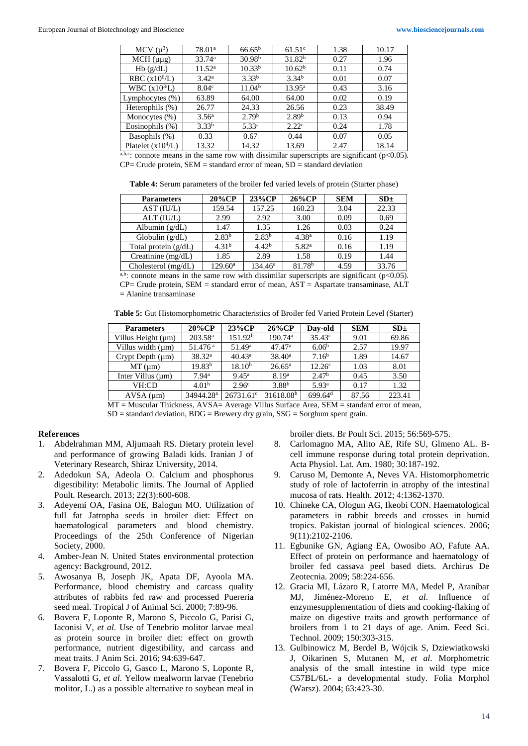| MCV ($\mu^3$) | 78.01[a] | 66.65[b] | 61.51[c] | 1.38 | 10.17 |
|---|---|---|---|---|---|
| MCH ($\mu\mu$g) | 33.74[a] | 30.98[b] | 31.82[b] | 0.27 | 1.96 |
| Hb (g/dL) | 11.52[a] | 10.33[b] | 10.62[b] | 0.11 | 0.74 |
| RBC ($x10^6$/L) | 3.42[a] | 3.33[b] | 3.34[b] | 0.01 | 0.07 |
| WBC ($x10^3$/L) | 8.04[c] | 11.04[b] | 13.95[a] | 0.43 | 3.16 |
| Lymphocytes (%) | 63.89 | 64.00 | 64.00 | 0.02 | 0.19 |
| Heterophils (%) | 26.77 | 24.33 | 26.56 | 0.23 | 38.49 |
| Monocytes (%) | 3.56[a] | 2.79[b] | 2.89[b] | 0.13 | 0.94 |
| Eosinophils (%) | 3.33[b] | 5.33[a] | 2.22[c] | 0.24 | 1.78 |
| Basophils (%) | 0.33 | 0.67 | 0.44 | 0.07 | 0.05 |
| Platelet ($x10^4$/L) | 13.32 | 14.32 | 13.69 | 2.47 | 18.14 |

[a,b,c]: connote means in the same row with dissimilar superscripts are significant ($p<0.05$).
CP= Crude protein, SEM = standard error of mean, SD = standard deviation

**Table 4:** Serum parameters of the broiler fed varied levels of protein (Starter phase)

| Parameters | 20%CP | 23%CP | 26%CP | SEM | SD± |
|---|---|---|---|---|---|
| AST (IU/L) | 159.54 | 157.25 | 160.23 | 3.04 | 22.33 |
| ALT (IU/L) | 2.99 | 2.92 | 3.00 | 0.09 | 0.69 |
| Albumin (g/dL) | 1.47 | 1.35 | 1.26 | 0.03 | 0.24 |
| Globulin (g/dL) | 2.83[b] | 2.83[b] | 4.38[a] | 0.16 | 1.19 |
| Total protein (g/dL) | 4.31[b] | 4.42[b] | 5.82[a] | 0.16 | 1.19 |
| Creatinine (mg/dL) | 1.85 | 2.89 | 1.58 | 0.19 | 1.44 |
| Cholesterol (mg/dL) | 129.60[a] | 134.46[a] | 81.78[b] | 4.59 | 33.76 |

[a,b]: connote means in the same row with dissimilar superscripts are significant ($p<0.05$).
CP= Crude protein, SEM = standard error of mean, AST = Aspartate transaminase, ALT = Alanine transaminase

**Table 5:** Gut Histomorphometric Characteristics of Broiler fed Varied Protein Level (Starter)

| Parameters | 20%CP | 23%CP | 26%CP | Day-old | SEM | SD± |
|---|---|---|---|---|---|---|
| Villus Height (µm) | 203.58[a] | 151.92[b] | 190.74[a] | 35.43[c] | 9.01 | 69.86 |
| Villus width (µm) | 51.476[a] | 51.49[a] | 47.47[a] | 6.06[b] | 2.57 | 19.97 |
| Crypt Depth (µm) | 38.32[a] | 40.43[a] | 38.40[a] | 7.16[b] | 1.89 | 14.67 |
| MT (µm) | 19.83[b] | 18.10[b] | 26.65[a] | 12.26[c] | 1.03 | 8.01 |
| Inter Villus (µm) | 7.94[a] | 9.45[a] | 8.19[a] | 2.47[b] | 0.45 | 3.50 |
| VH:CD | 4.01[b] | 2.96[c] | 3.88[b] | 5.93[a] | 0.17 | 1.32 |
| AVSA (µm) | 34944.28[a] | 26731.61[c] | 31618.08[b] | 699.64[d] | 87.56 | 223.41 |

MT = Muscular Thickness, AVSA= Average Villus Surface Area, SEM = standard error of mean, SD = standard deviation, BDG = Brewery dry grain, SSG = Sorghum spent grain.

## References

1. Abdelrahman MM, Aljumaah RS. Dietary protein level and performance of growing Baladi kids. Iranian J of Veterinary Research, Shiraz University, 2014.
2. Adedokun SA, Adeola O. Calcium and phosphorus digestibility: Metabolic limits. The Journal of Applied Poult. Research. 2013; 22(3):600-608.
3. Adeyemi OA, Fasina OE, Balogun MO. Utilization of full fat Jatropha seeds in broiler diet: Effect on haematological parameters and blood chemistry. Proceedings of the 25th Conference of Nigerian Society, 2000.
4. Amber-Jean N. United States environmental protection agency: Background, 2012.
5. Awosanya B, Joseph JK, Apata DF, Ayoola MA. Performance, blood chemistry and carcass quality attributes of rabbits fed raw and processed Puereria seed meal. Tropical J of Animal Sci. 2000; 7:89-96.
6. Bovera F, Loponte R, Marono S, Piccolo G, Parisi G, Iaconisi V, *et al*. Use of Tenebrio molitor larvae meal as protein source in broiler diet: effect on growth performance, nutrient digestibility, and carcass and meat traits. J Anim Sci. 2016; 94:639-647.
7. Bovera F, Piccolo G, Gasco L, Marono S, Loponte R, Vassalotti G, *et al*. Yellow mealworm larvae (Tenebrio molitor, L.) as a possible alternative to soybean meal in broiler diets. Br Poult Sci. 2015; 56:569-575.
8. Carlomagno MA, Alito AE, Rife SU, Glmeno AL. B-cell immune response during total protein deprivation. Acta Physiol. Lat. Am. 1980; 30:187-192.
9. Caruso M, Demonte A, Neves VA. Histomorphometric study of role of lactoferrin in atrophy of the intestinal mucosa of rats. Health. 2012; 4:1362-1370.
10. Chineke CA, Ologun AG, Ikeobi CON. Haematological parameters in rabbit breeds and crosses in humid tropics. Pakistan journal of biological sciences. 2006; 9(11):2102-2106.
11. Egbunike GN, Agiang EA, Owosibo AO, Fafute AA. Effect of protein on performance and haematology of broiler fed cassava peel based diets. Archirus De Zeotecnia. 2009; 58:224-656.
12. Gracia MI, Lázaro R, Latorre MA, Medel P, Araníbar MJ, Jiménez-Moreno E, *et al*. Influence of enzymesupplementation of diets and cooking-flaking of maize on digestive traits and growth performance of broilers from 1 to 21 days of age. Anim. Feed Sci. Technol. 2009; 150:303-315.
13. Gulbinowicz M, Berdel B, Wójcik S, Dziewiatkowski J, Oikarinen S, Mutanen M, *et al*. Morphometric analysis of the small intestine in wild type mice C57BL/6L- a developmental study. Folia Morphol (Warsz). 2004; 63:423-30.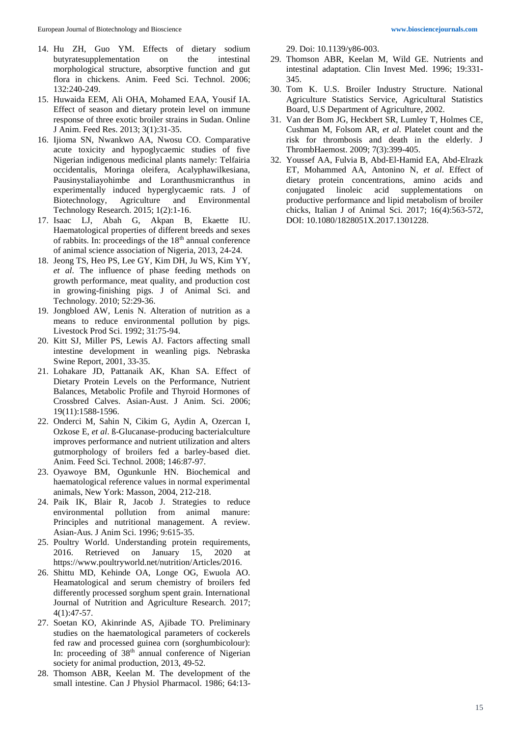14. Hu ZH, Guo YM. Effects of dietary sodium butyratesupplementation on the intestinal morphological structure, absorptive function and gut flora in chickens. Anim. Feed Sci. Technol. 2006; 132:240-249.
15. Huwaida EEM, Ali OHA, Mohamed EAA, Yousif IA. Effect of season and dietary protein level on immune response of three exotic broiler strains in Sudan. Online J Anim. Feed Res. 2013; 3(1):31-35.
16. Ijioma SN, Nwankwo AA, Nwosu CO. Comparative acute toxicity and hypoglycaemic studies of five Nigerian indigenous medicinal plants namely: Telfairia occidentalis, Moringa oleifera, Acalyphawilkesiana, Pausinystaliayohimbe and Loranthusmicranthus in experimentally induced hyperglycaemic rats. J of Biotechnology, Agriculture and Environmental Technology Research. 2015; 1(2):1-16.
17. Isaac LJ, Abah G, Akpan B, Ekaette IU. Haematological properties of different breeds and sexes of rabbits. In: proceedings of the 18th annual conference of animal science association of Nigeria, 2013, 24-24.
18. Jeong TS, Heo PS, Lee GY, Kim DH, Ju WS, Kim YY, *et al*. The influence of phase feeding methods on growth performance, meat quality, and production cost in growing-finishing pigs. J of Animal Sci. and Technology. 2010; 52:29-36.
19. Jongbloed AW, Lenis N. Alteration of nutrition as a means to reduce environmental pollution by pigs. Livestock Prod Sci. 1992; 31:75-94.
20. Kitt SJ, Miller PS, Lewis AJ. Factors affecting small intestine development in weanling pigs. Nebraska Swine Report, 2001, 33-35.
21. Lohakare JD, Pattanaik AK, Khan SA. Effect of Dietary Protein Levels on the Performance, Nutrient Balances, Metabolic Profile and Thyroid Hormones of Crossbred Calves. Asian-Aust. J Anim. Sci. 2006; 19(11):1588-1596.
22. Onderci M, Sahin N, Cikim G, Aydin A, Ozercan I, Ozkose E, *et al*. ß-Glucanase-producing bacterialculture improves performance and nutrient utilization and alters gutmorphology of broilers fed a barley-based diet. Anim. Feed Sci. Technol. 2008; 146:87-97.
23. Oyawoye BM, Ogunkunle HN. Biochemical and haematological reference values in normal experimental animals, New York: Masson, 2004, 212-218.
24. Paik IK, Blair R, Jacob J. Strategies to reduce environmental pollution from animal manure: Principles and nutritional management. A review. Asian-Aus. J Anim Sci. 1996; 9:615-35.
25. Poultry World. Understanding protein requirements, 2016. Retrieved on January 15, 2020 at https://www.poultryworld.net/nutrition/Articles/2016.
26. Shittu MD, Kehinde OA, Longe OG, Ewuola AO. Heamatological and serum chemistry of broilers fed differently processed sorghum spent grain. International Journal of Nutrition and Agriculture Research. 2017; 4(1):47-57.
27. Soetan KO, Akinrinde AS, Ajibade TO. Preliminary studies on the haematological parameters of cockerels fed raw and processed guinea corn (sorghumbicolour): In: proceeding of 38th annual conference of Nigerian society for animal production, 2013, 49-52.
28. Thomson ABR, Keelan M. The development of the small intestine. Can J Physiol Pharmacol. 1986; 64:13-29. Doi: 10.1139/y86-003.
29. Thomson ABR, Keelan M, Wild GE. Nutrients and intestinal adaptation. Clin Invest Med. 1996; 19:331-345.
30. Tom K. U.S. Broiler Industry Structure. National Agriculture Statistics Service, Agricultural Statistics Board, U.S Department of Agriculture, 2002.
31. Van der Bom JG, Heckbert SR, Lumley T, Holmes CE, Cushman M, Folsom AR, *et al*. Platelet count and the risk for thrombosis and death in the elderly. J ThrombHaemost. 2009; 7(3):399-405.
32. Youssef AA, Fulvia B, Abd-El-Hamid EA, Abd-Elrazk ET, Mohammed AA, Antonino N, *et al*. Effect of dietary protein concentrations, amino acids and conjugated linoleic acid supplementations on productive performance and lipid metabolism of broiler chicks, Italian J of Animal Sci. 2017; 16(4):563-572, DOI: 10.1080/1828051X.2017.1301228.